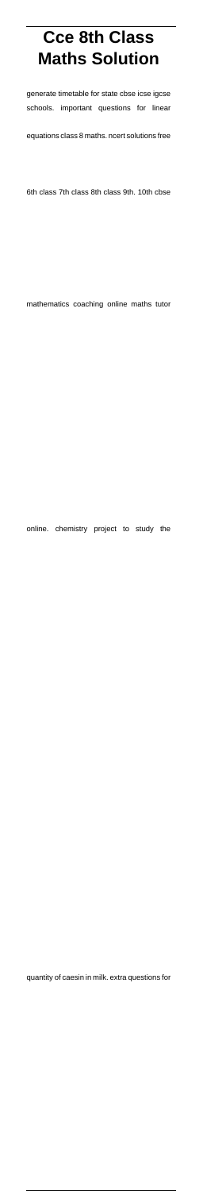# Cce 8th Class Maths Solution

generate timetable for state cbse icse igcse schools. important questions for linear equations class 8 maths. ncert solutions free 6th class 7th class 8th class 9th. 10th cbse mathematics coaching online maths tutor online. chemistry project to study the quantity of caesin in milk. extra questions for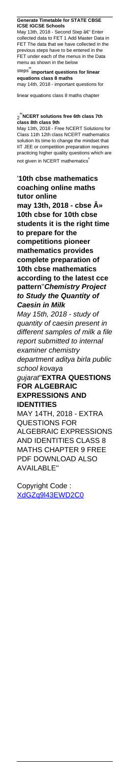**Generate Timetable for STATE CBSE ICSE IGCSE Schools**
May 13th, 2018 - Second Step â€" Enter collected data to FET 1 Add Master Data in FET The data that we have collected in the previous steps have to be entered in the FET under each of the menus in the Data menu as shown in the below steps''**important questions for linear equations class 8 maths**
may 14th, 2018 - important questions for linear equations class 8 maths chapter 2''**NCERT solutions free 6th class 7th class 8th class 9th**
May 13th, 2018 - Free NCERT Solutions for Class 11th 12th class NCERT mathematics solution Its time to change the mindset that IIT JEE or competition preparation requires practicing higher quality questions which are not given in NCERT mathematics'

'**10th cbse mathematics coaching online maths tutor online may 13th, 2018 - cbse Â» 10th cbse for 10th cbse students it is the right time to prepare for the competitions pioneer mathematics provides complete preparation of 10th cbse mathematics according to the latest cce pattern**''***Chemistry Project to Study the Quantity of Caesin in Milk***
*May 15th, 2018 - study of quantity of caesin present in different samples of milk a file report submitted to internal examiner chemistry department aditya birla public school kovaya gujarat*''**EXTRA QUESTIONS FOR ALGEBRAIC EXPRESSIONS AND IDENTITIES**
MAY 14TH, 2018 - EXTRA QUESTIONS FOR ALGEBRAIC EXPRESSIONS AND IDENTITIES CLASS 8 MATHS CHAPTER 9 FREE PDF DOWNLOAD ALSO AVAILABLE''

Copyright Code : XdGZq9l43EWD2C0